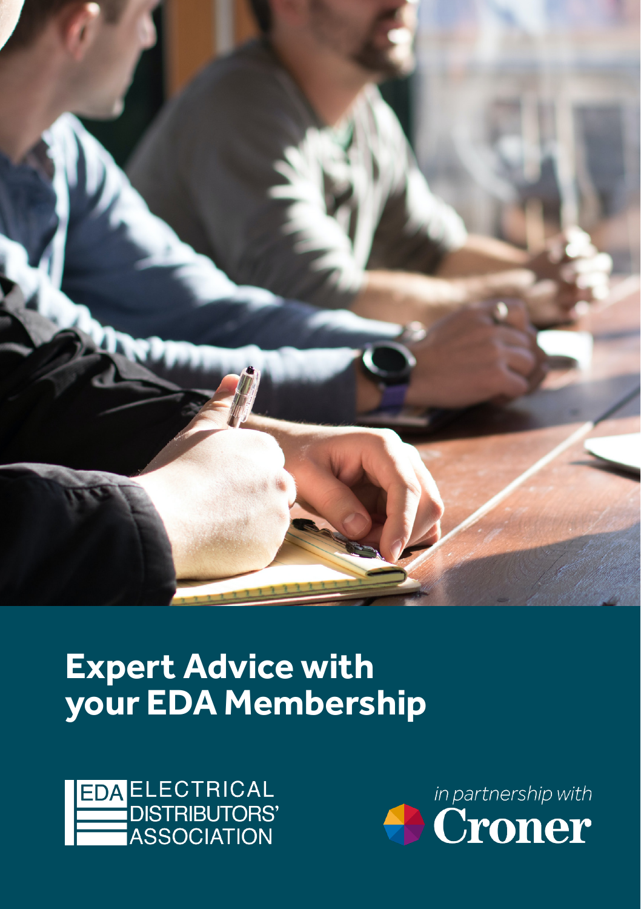# Expert Advice with your EDA Membership

EDA ELECTRICAL DISTRIBUTORS' ASSOCIATION

*in partnership with* Croner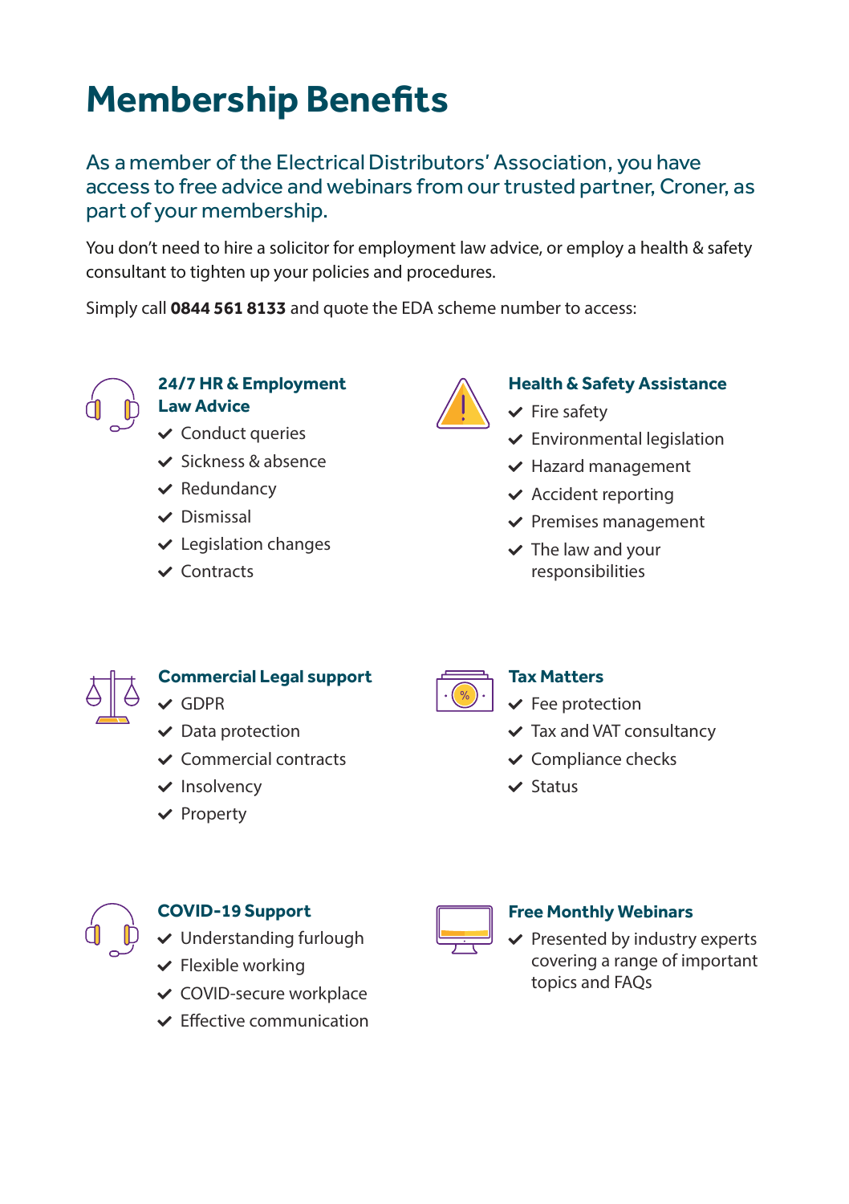# Membership Benefits

As a member of the Electrical Distributors' Association, you have access to free advice and webinars from our trusted partner, Croner, as part of your membership.

You don't need to hire a solicitor for employment law advice, or employ a health & safety consultant to tighten up your policies and procedures.

Simply call **0844 561 8133** and quote the EDA scheme number to access:

### 24/7 HR & Employment Law Advice

- Conduct queries
- Sickness & absence
- Redundancy
- Dismissal
- Legislation changes
- Contracts

### Health & Safety Assistance

- Fire safety
- Environmental legislation
- Hazard management
- Accident reporting
- Premises management
- The law and your responsibilities

### Commercial Legal support

- GDPR
- Data protection
- Commercial contracts
- Insolvency
- Property

### Tax Matters

- Fee protection
- Tax and VAT consultancy
- Compliance checks
- Status

### COVID-19 Support

- Understanding furlough
- Flexible working
- COVID-secure workplace
- Effective communication

### Free Monthly Webinars

- Presented by industry experts covering a range of important topics and FAQs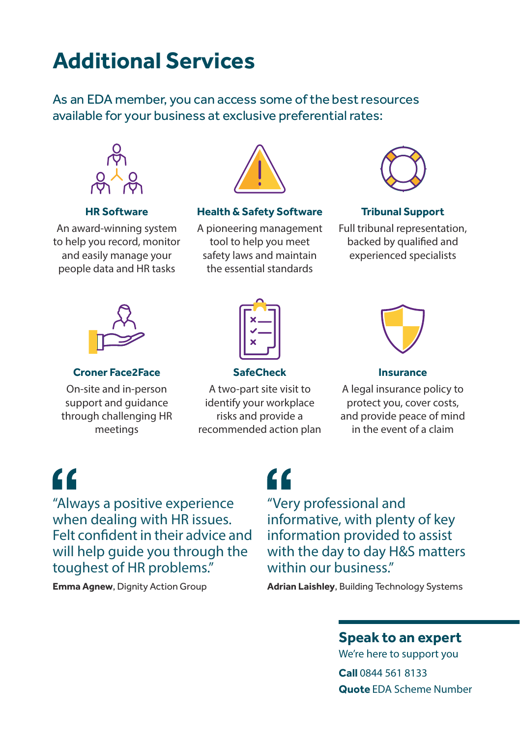# Additional Services

As an EDA member, you can access some of the best resources available for your business at exclusive preferential rates:

### HR Software

An award-winning system to help you record, monitor and easily manage your people data and HR tasks

### Health & Safety Software

A pioneering management tool to help you meet safety laws and maintain the essential standards

### Tribunal Support

Full tribunal representation, backed by qualified and experienced specialists

### Croner Face2Face

On-site and in-person support and guidance through challenging HR meetings

### SafeCheck

A two-part site visit to identify your workplace risks and provide a recommended action plan

### Insurance

A legal insurance policy to protect you, cover costs, and provide peace of mind in the event of a claim

> "Always a positive experience when dealing with HR issues. Felt confident in their advice and will help guide you through the toughest of HR problems."
>
> **Emma Agnew**, Dignity Action Group

> "Very professional and informative, with plenty of key information provided to assist with the day to day H&S matters within our business."
>
> **Adrian Laishley**, Building Technology Systems

## Speak to an expert

We're here to support you

**Call** 0844 561 8133

**Quote** EDA Scheme Number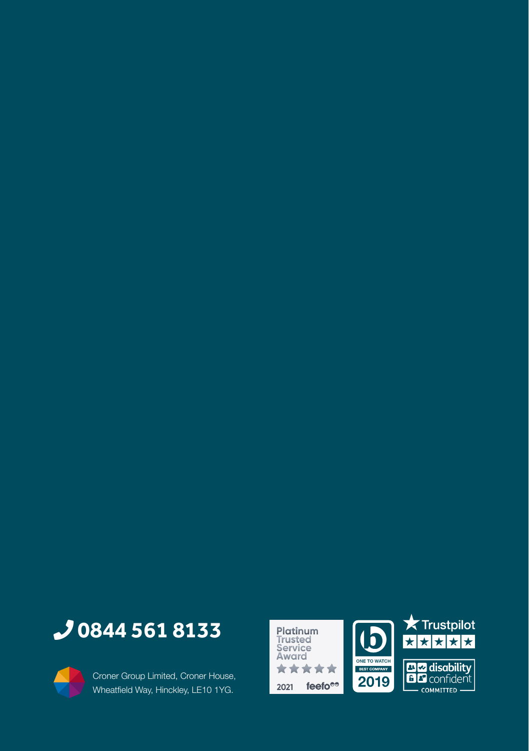**0844 561 8133**

Croner Group Limited, Croner House, Wheatfield Way, Hinckley, LE10 1YG.

Platinum Trusted Service Award
2021 feefo

ONE TO WATCH
BEST COMPANY
2019

Trustpilot

disability confident
COMMITTED